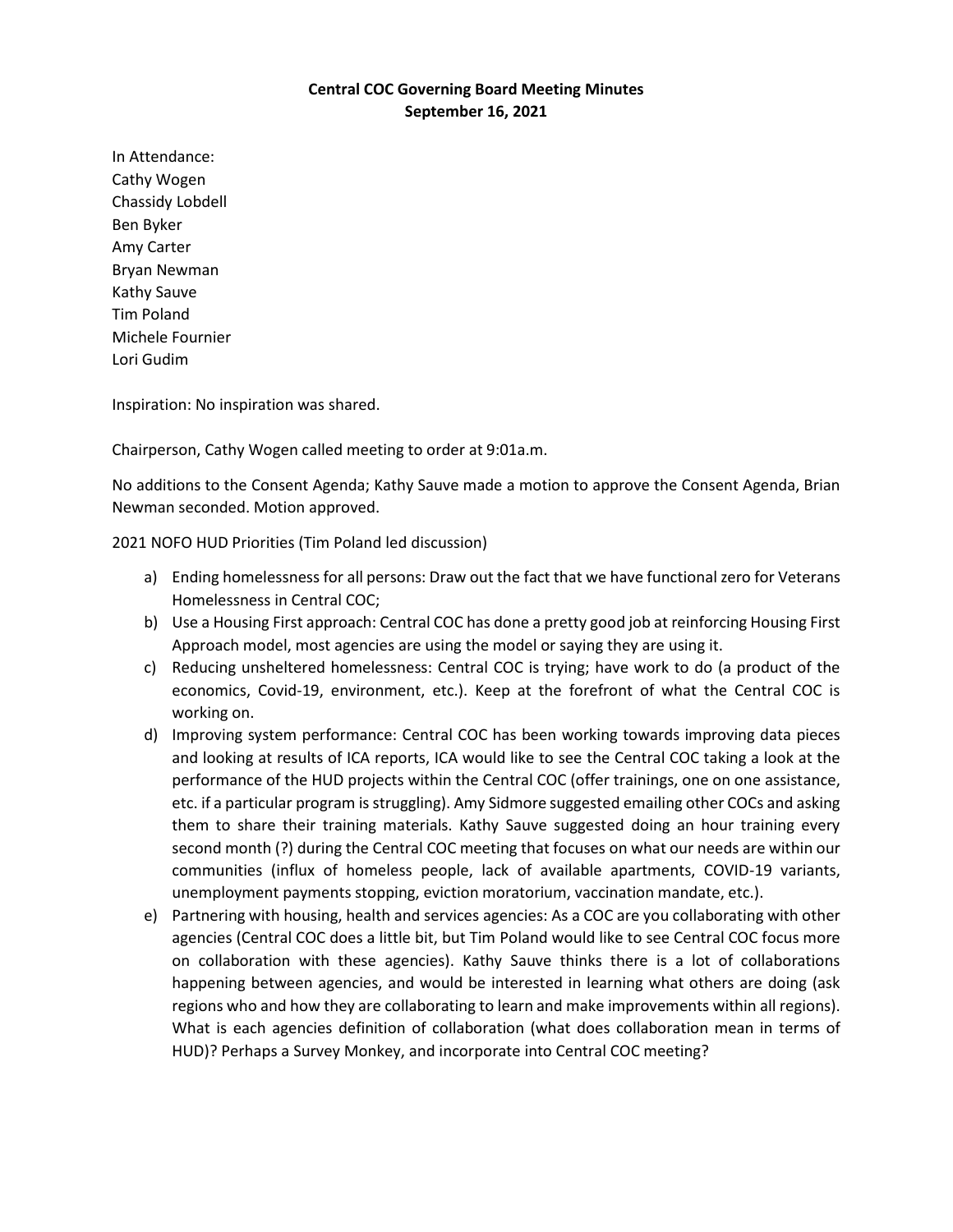**Central COC Governing Board Meeting Minutes**
**September 16, 2021**

In Attendance:
Cathy Wogen
Chassidy Lobdell
Ben Byker
Amy Carter
Bryan Newman
Kathy Sauve
Tim Poland
Michele Fournier
Lori Gudim

Inspiration: No inspiration was shared.

Chairperson, Cathy Wogen called meeting to order at 9:01a.m.

No additions to the Consent Agenda; Kathy Sauve made a motion to approve the Consent Agenda, Brian Newman seconded. Motion approved.

2021 NOFO HUD Priorities (Tim Poland led discussion)

a) Ending homelessness for all persons: Draw out the fact that we have functional zero for Veterans Homelessness in Central COC;
b) Use a Housing First approach: Central COC has done a pretty good job at reinforcing Housing First Approach model, most agencies are using the model or saying they are using it.
c) Reducing unsheltered homelessness: Central COC is trying; have work to do (a product of the economics, Covid-19, environment, etc.). Keep at the forefront of what the Central COC is working on.
d) Improving system performance: Central COC has been working towards improving data pieces and looking at results of ICA reports, ICA would like to see the Central COC taking a look at the performance of the HUD projects within the Central COC (offer trainings, one on one assistance, etc. if a particular program is struggling). Amy Sidmore suggested emailing other COCs and asking them to share their training materials. Kathy Sauve suggested doing an hour training every second month (?) during the Central COC meeting that focuses on what our needs are within our communities (influx of homeless people, lack of available apartments, COVID-19 variants, unemployment payments stopping, eviction moratorium, vaccination mandate, etc.).
e) Partnering with housing, health and services agencies: As a COC are you collaborating with other agencies (Central COC does a little bit, but Tim Poland would like to see Central COC focus more on collaboration with these agencies). Kathy Sauve thinks there is a lot of collaborations happening between agencies, and would be interested in learning what others are doing (ask regions who and how they are collaborating to learn and make improvements within all regions). What is each agencies definition of collaboration (what does collaboration mean in terms of HUD)? Perhaps a Survey Monkey, and incorporate into Central COC meeting?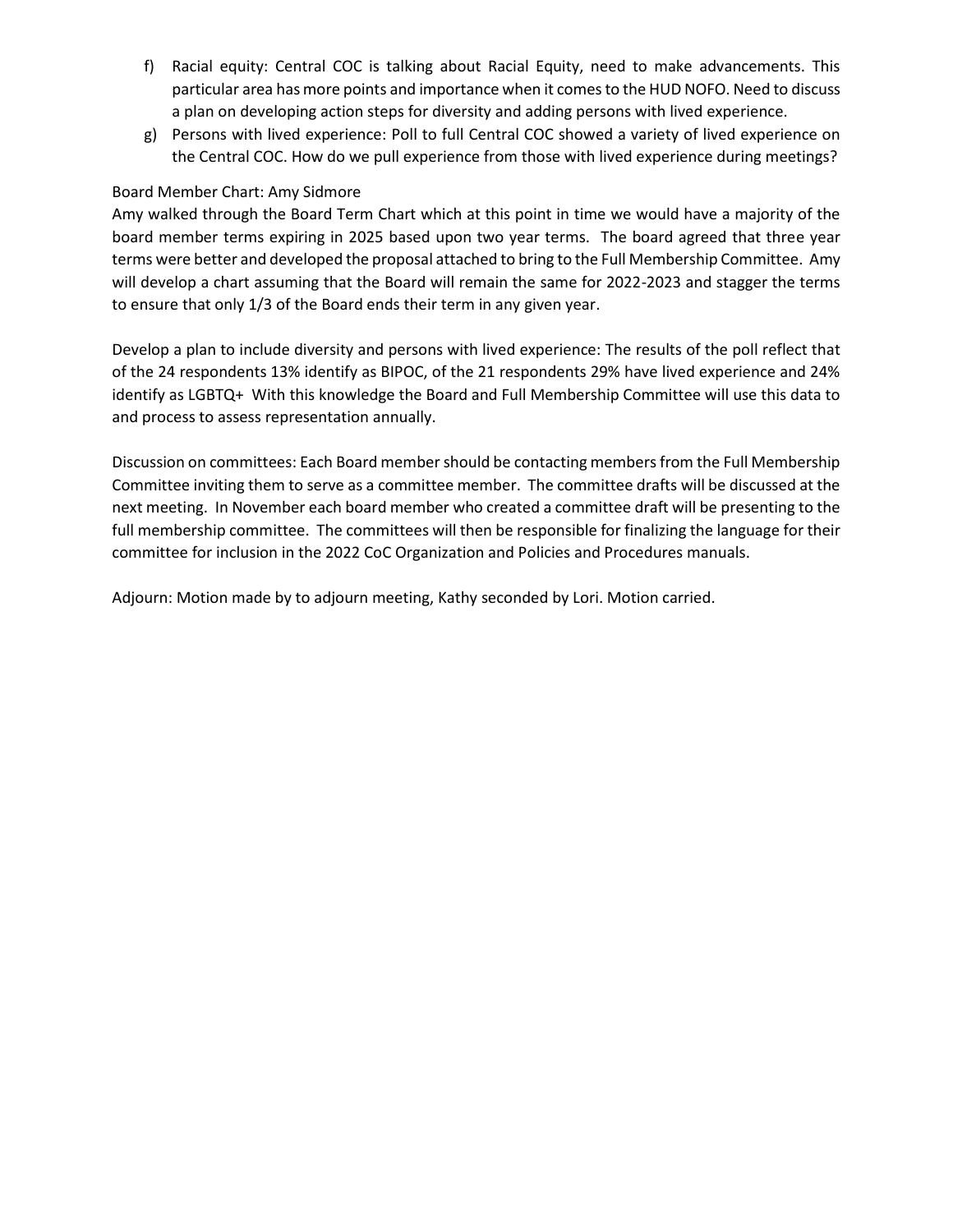f) Racial equity: Central COC is talking about Racial Equity, need to make advancements. This particular area has more points and importance when it comes to the HUD NOFO. Need to discuss a plan on developing action steps for diversity and adding persons with lived experience.

g) Persons with lived experience: Poll to full Central COC showed a variety of lived experience on the Central COC. How do we pull experience from those with lived experience during meetings?

Board Member Chart: Amy Sidmore

Amy walked through the Board Term Chart which at this point in time we would have a majority of the board member terms expiring in 2025 based upon two year terms. The board agreed that three year terms were better and developed the proposal attached to bring to the Full Membership Committee. Amy will develop a chart assuming that the Board will remain the same for 2022-2023 and stagger the terms to ensure that only 1/3 of the Board ends their term in any given year.

Develop a plan to include diversity and persons with lived experience: The results of the poll reflect that of the 24 respondents 13% identify as BIPOC, of the 21 respondents 29% have lived experience and 24% identify as LGBTQ+ With this knowledge the Board and Full Membership Committee will use this data to and process to assess representation annually.

Discussion on committees: Each Board member should be contacting members from the Full Membership Committee inviting them to serve as a committee member. The committee drafts will be discussed at the next meeting. In November each board member who created a committee draft will be presenting to the full membership committee. The committees will then be responsible for finalizing the language for their committee for inclusion in the 2022 CoC Organization and Policies and Procedures manuals.

Adjourn: Motion made by to adjourn meeting, Kathy seconded by Lori. Motion carried.